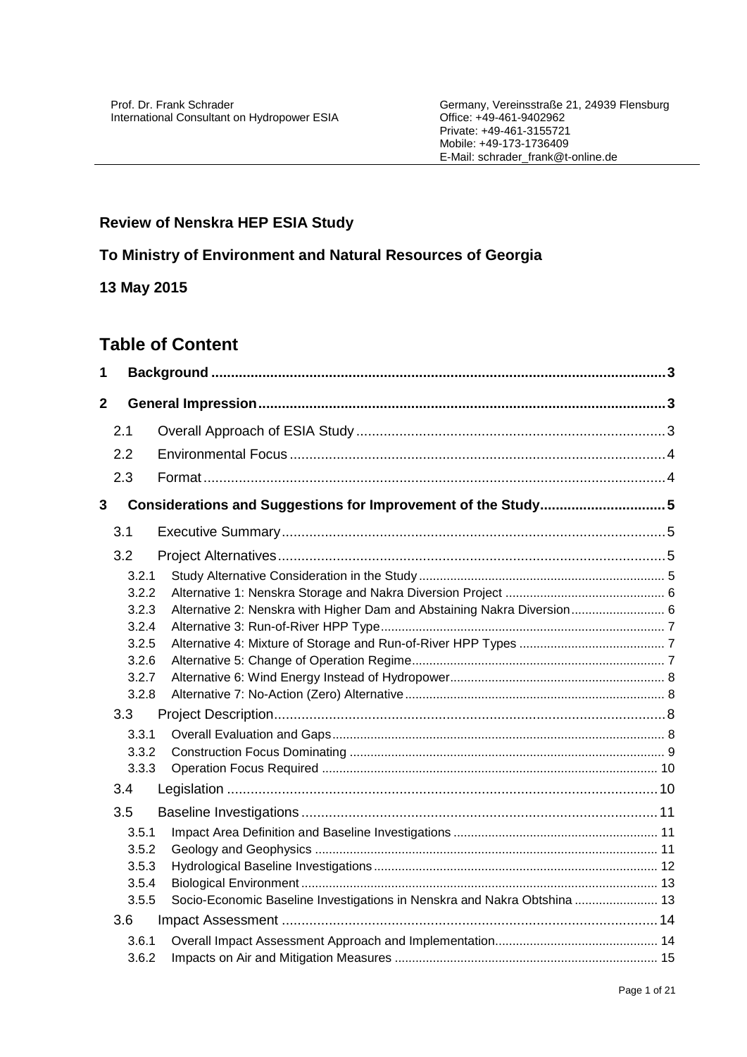Prof. Dr. Frank Schrader
International Consultant on Hydropower ESIA

Germany, Vereinsstraße 21, 24939 Flensburg
Office: +49-461-9402962
Private: +49-461-3155721
Mobile: +49-173-1736409
E-Mail: schrader_frank@t-online.de

**Review of Nenskra HEP ESIA Study**

**To Ministry of Environment and Natural Resources of Georgia**

**13 May 2015**

## Table of Content

- **1 Background** .......... 3
- **2 General Impression** .......... 3
  - 2.1 Overall Approach of ESIA Study .......... 3
  - 2.2 Environmental Focus .......... 4
  - 2.3 Format .......... 4
- **3 Considerations and Suggestions for Improvement of the Study** .......... 5
  - 3.1 Executive Summary .......... 5
  - 3.2 Project Alternatives .......... 5
    - 3.2.1 Study Alternative Consideration in the Study .......... 5
    - 3.2.2 Alternative 1: Nenskra Storage and Nakra Diversion Project .......... 6
    - 3.2.3 Alternative 2: Nenskra with Higher Dam and Abstaining Nakra Diversion .......... 6
    - 3.2.4 Alternative 3: Run-of-River HPP Type .......... 7
    - 3.2.5 Alternative 4: Mixture of Storage and Run-of-River HPP Types .......... 7
    - 3.2.6 Alternative 5: Change of Operation Regime .......... 7
    - 3.2.7 Alternative 6: Wind Energy Instead of Hydropower .......... 8
    - 3.2.8 Alternative 7: No-Action (Zero) Alternative .......... 8
  - 3.3 Project Description .......... 8
    - 3.3.1 Overall Evaluation and Gaps .......... 8
    - 3.3.2 Construction Focus Dominating .......... 9
    - 3.3.3 Operation Focus Required .......... 10
  - 3.4 Legislation .......... 10
  - 3.5 Baseline Investigations .......... 11
    - 3.5.1 Impact Area Definition and Baseline Investigations .......... 11
    - 3.5.2 Geology and Geophysics .......... 11
    - 3.5.3 Hydrological Baseline Investigations .......... 12
    - 3.5.4 Biological Environment .......... 13
    - 3.5.5 Socio-Economic Baseline Investigations in Nenskra and Nakra Obtshina .......... 13
  - 3.6 Impact Assessment .......... 14
    - 3.6.1 Overall Impact Assessment Approach and Implementation .......... 14
    - 3.6.2 Impacts on Air and Mitigation Measures .......... 15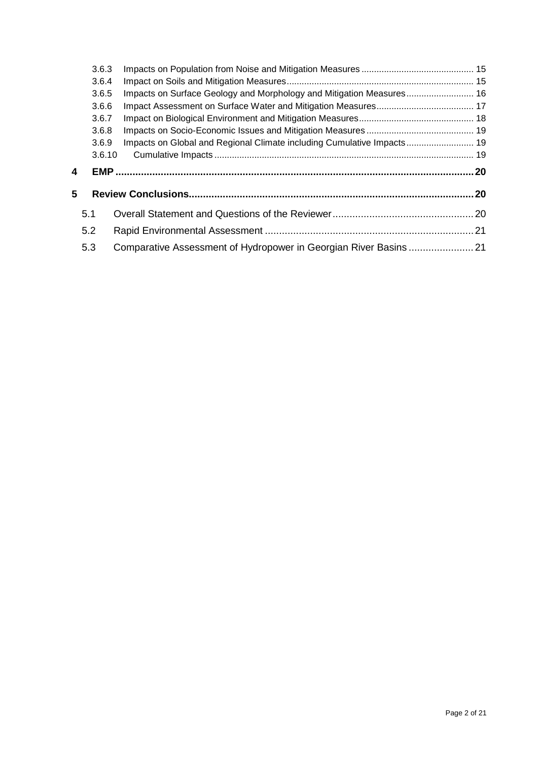3.6.3 Impacts on Population from Noise and Mitigation Measures ............................................ 15
3.6.4 Impact on Soils and Mitigation Measures.......................................................................... 15
3.6.5 Impacts on Surface Geology and Morphology and Mitigation Measures........................... 16
3.6.6 Impact Assessment on Surface Water and Mitigation Measures...................................... 17
3.6.7 Impact on Biological Environment and Mitigation Measures............................................. 18
3.6.8 Impacts on Socio-Economic Issues and Mitigation Measures ........................................... 19
3.6.9 Impacts on Global and Regional Climate including Cumulative Impacts........................... 19
3.6.10 Cumulative Impacts ...................................................................................................... 19

**4 EMP ............................................................................................................................. 20**

**5 Review Conclusions..................................................................................................... 20**

5.1 Overall Statement and Questions of the Reviewer.................................................. 20
5.2 Rapid Environmental Assessment .......................................................................... 21
5.3 Comparative Assessment of Hydropower in Georgian River Basins ....................... 21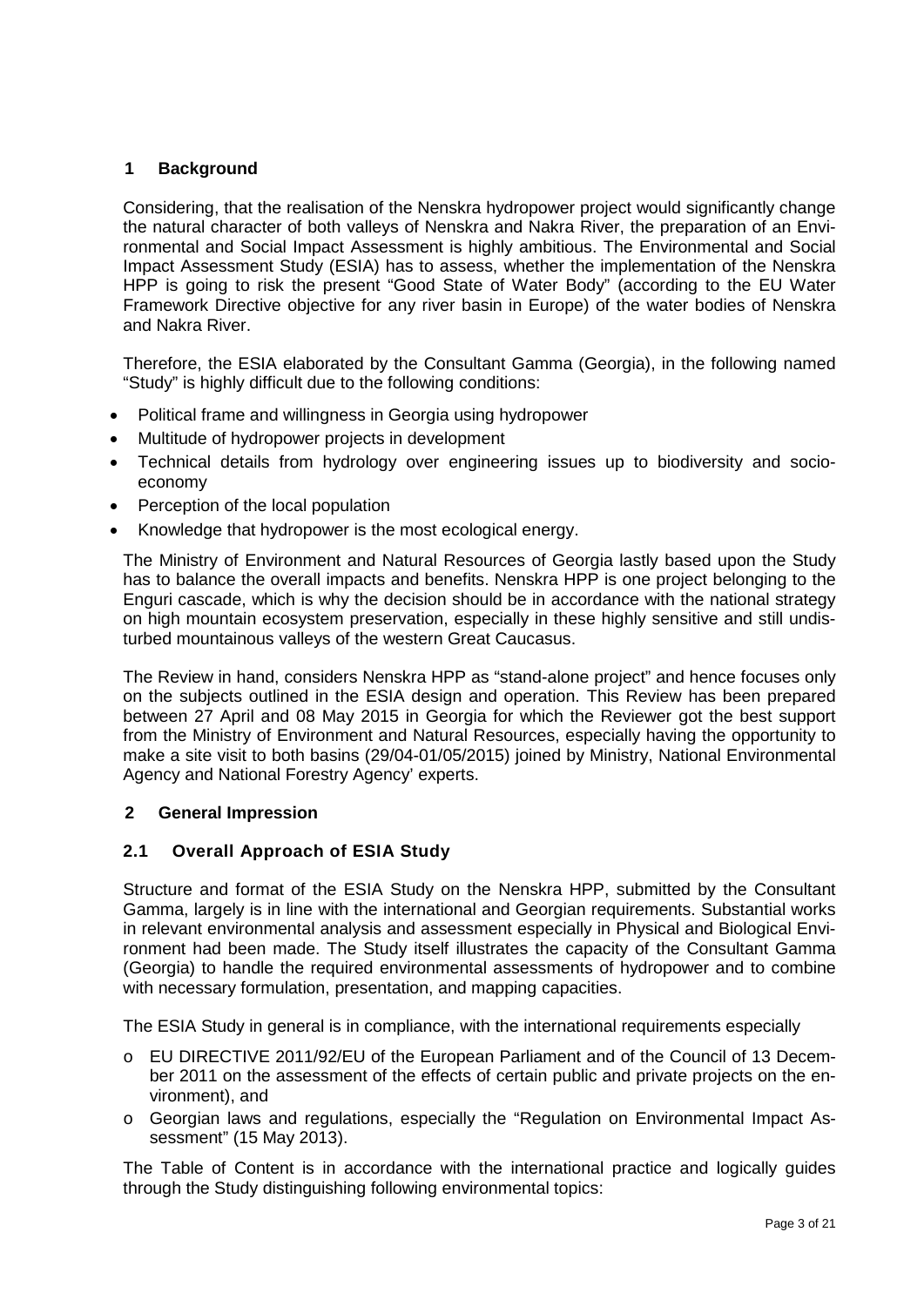## 1 Background

Considering, that the realisation of the Nenskra hydropower project would significantly change the natural character of both valleys of Nenskra and Nakra River, the preparation of an Environmental and Social Impact Assessment is highly ambitious. The Environmental and Social Impact Assessment Study (ESIA) has to assess, whether the implementation of the Nenskra HPP is going to risk the present "Good State of Water Body" (according to the EU Water Framework Directive objective for any river basin in Europe) of the water bodies of Nenskra and Nakra River.

Therefore, the ESIA elaborated by the Consultant Gamma (Georgia), in the following named "Study" is highly difficult due to the following conditions:

- Political frame and willingness in Georgia using hydropower
- Multitude of hydropower projects in development
- Technical details from hydrology over engineering issues up to biodiversity and socio-economy
- Perception of the local population
- Knowledge that hydropower is the most ecological energy.

The Ministry of Environment and Natural Resources of Georgia lastly based upon the Study has to balance the overall impacts and benefits. Nenskra HPP is one project belonging to the Enguri cascade, which is why the decision should be in accordance with the national strategy on high mountain ecosystem preservation, especially in these highly sensitive and still undisturbed mountainous valleys of the western Great Caucasus.

The Review in hand, considers Nenskra HPP as "stand-alone project" and hence focuses only on the subjects outlined in the ESIA design and operation. This Review has been prepared between 27 April and 08 May 2015 in Georgia for which the Reviewer got the best support from the Ministry of Environment and Natural Resources, especially having the opportunity to make a site visit to both basins (29/04-01/05/2015) joined by Ministry, National Environmental Agency and National Forestry Agency' experts.

## 2 General Impression

### 2.1 Overall Approach of ESIA Study

Structure and format of the ESIA Study on the Nenskra HPP, submitted by the Consultant Gamma, largely is in line with the international and Georgian requirements. Substantial works in relevant environmental analysis and assessment especially in Physical and Biological Environment had been made. The Study itself illustrates the capacity of the Consultant Gamma (Georgia) to handle the required environmental assessments of hydropower and to combine with necessary formulation, presentation, and mapping capacities.

The ESIA Study in general is in compliance, with the international requirements especially

- EU DIRECTIVE 2011/92/EU of the European Parliament and of the Council of 13 December 2011 on the assessment of the effects of certain public and private projects on the environment), and
- Georgian laws and regulations, especially the "Regulation on Environmental Impact Assessment" (15 May 2013).

The Table of Content is in accordance with the international practice and logically guides through the Study distinguishing following environmental topics: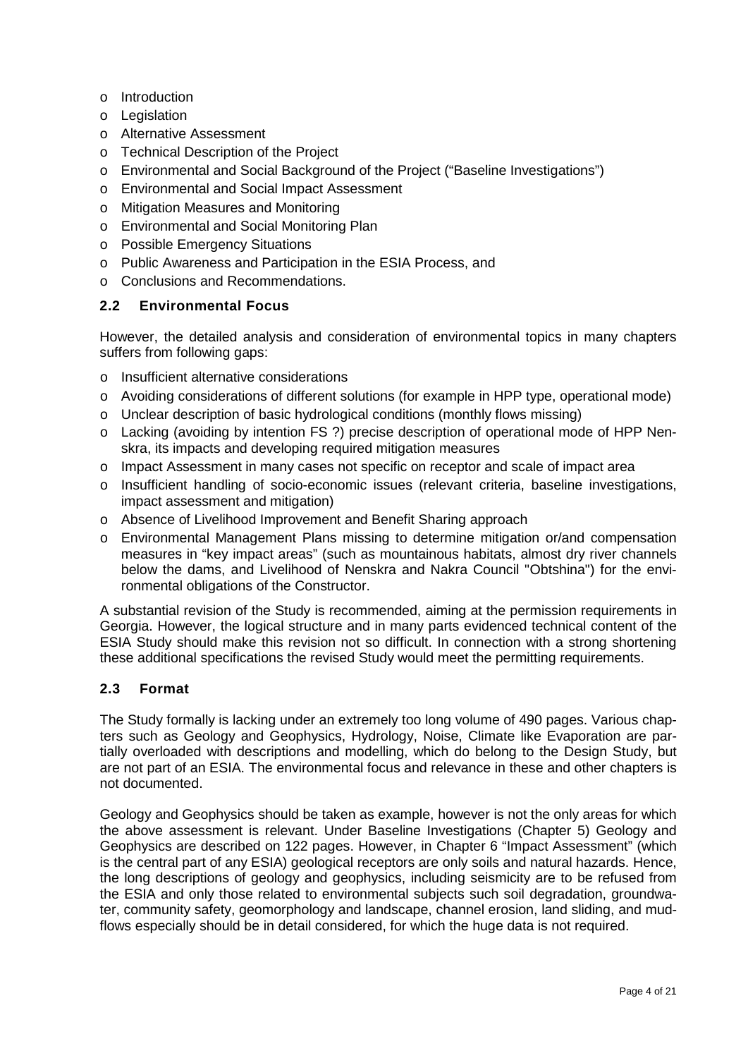- Introduction
- Legislation
- Alternative Assessment
- Technical Description of the Project
- Environmental and Social Background of the Project ("Baseline Investigations")
- Environmental and Social Impact Assessment
- Mitigation Measures and Monitoring
- Environmental and Social Monitoring Plan
- Possible Emergency Situations
- Public Awareness and Participation in the ESIA Process, and
- Conclusions and Recommendations.

### 2.2 Environmental Focus

However, the detailed analysis and consideration of environmental topics in many chapters suffers from following gaps:

- Insufficient alternative considerations
- Avoiding considerations of different solutions (for example in HPP type, operational mode)
- Unclear description of basic hydrological conditions (monthly flows missing)
- Lacking (avoiding by intention FS ?) precise description of operational mode of HPP Nenskra, its impacts and developing required mitigation measures
- Impact Assessment in many cases not specific on receptor and scale of impact area
- Insufficient handling of socio-economic issues (relevant criteria, baseline investigations, impact assessment and mitigation)
- Absence of Livelihood Improvement and Benefit Sharing approach
- Environmental Management Plans missing to determine mitigation or/and compensation measures in "key impact areas" (such as mountainous habitats, almost dry river channels below the dams, and Livelihood of Nenskra and Nakra Council "Obtshina") for the environmental obligations of the Constructor.

A substantial revision of the Study is recommended, aiming at the permission requirements in Georgia. However, the logical structure and in many parts evidenced technical content of the ESIA Study should make this revision not so difficult. In connection with a strong shortening these additional specifications the revised Study would meet the permitting requirements.

### 2.3 Format

The Study formally is lacking under an extremely too long volume of 490 pages. Various chapters such as Geology and Geophysics, Hydrology, Noise, Climate like Evaporation are partially overloaded with descriptions and modelling, which do belong to the Design Study, but are not part of an ESIA. The environmental focus and relevance in these and other chapters is not documented.

Geology and Geophysics should be taken as example, however is not the only areas for which the above assessment is relevant. Under Baseline Investigations (Chapter 5) Geology and Geophysics are described on 122 pages. However, in Chapter 6 "Impact Assessment" (which is the central part of any ESIA) geological receptors are only soils and natural hazards. Hence, the long descriptions of geology and geophysics, including seismicity are to be refused from the ESIA and only those related to environmental subjects such soil degradation, groundwater, community safety, geomorphology and landscape, channel erosion, land sliding, and mudflows especially should be in detail considered, for which the huge data is not required.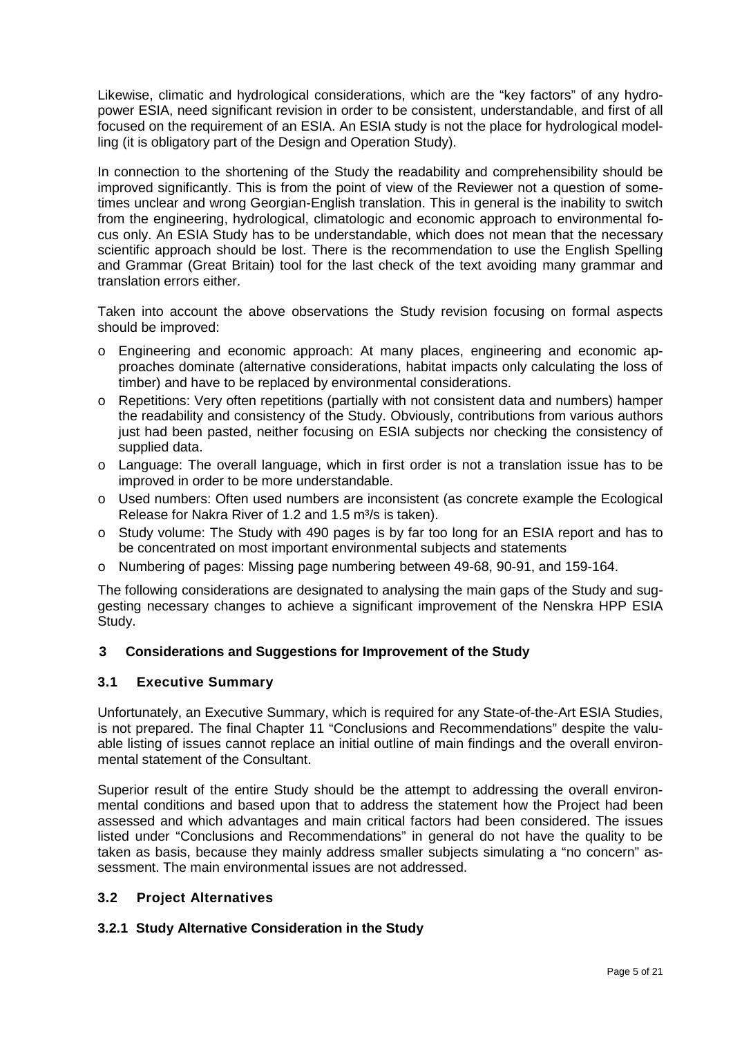Likewise, climatic and hydrological considerations, which are the "key factors" of any hydropower ESIA, need significant revision in order to be consistent, understandable, and first of all focused on the requirement of an ESIA. An ESIA study is not the place for hydrological modelling (it is obligatory part of the Design and Operation Study).

In connection to the shortening of the Study the readability and comprehensibility should be improved significantly. This is from the point of view of the Reviewer not a question of sometimes unclear and wrong Georgian-English translation. This in general is the inability to switch from the engineering, hydrological, climatologic and economic approach to environmental focus only. An ESIA Study has to be understandable, which does not mean that the necessary scientific approach should be lost. There is the recommendation to use the English Spelling and Grammar (Great Britain) tool for the last check of the text avoiding many grammar and translation errors either.

Taken into account the above observations the Study revision focusing on formal aspects should be improved:

- Engineering and economic approach: At many places, engineering and economic approaches dominate (alternative considerations, habitat impacts only calculating the loss of timber) and have to be replaced by environmental considerations.
- Repetitions: Very often repetitions (partially with not consistent data and numbers) hamper the readability and consistency of the Study. Obviously, contributions from various authors just had been pasted, neither focusing on ESIA subjects nor checking the consistency of supplied data.
- Language: The overall language, which in first order is not a translation issue has to be improved in order to be more understandable.
- Used numbers: Often used numbers are inconsistent (as concrete example the Ecological Release for Nakra River of 1.2 and 1.5 m³/s is taken).
- Study volume: The Study with 490 pages is by far too long for an ESIA report and has to be concentrated on most important environmental subjects and statements
- Numbering of pages: Missing page numbering between 49-68, 90-91, and 159-164.

The following considerations are designated to analysing the main gaps of the Study and suggesting necessary changes to achieve a significant improvement of the Nenskra HPP ESIA Study.

## 3 Considerations and Suggestions for Improvement of the Study

### 3.1 Executive Summary

Unfortunately, an Executive Summary, which is required for any State-of-the-Art ESIA Studies, is not prepared. The final Chapter 11 "Conclusions and Recommendations" despite the valuable listing of issues cannot replace an initial outline of main findings and the overall environmental statement of the Consultant.

Superior result of the entire Study should be the attempt to addressing the overall environmental conditions and based upon that to address the statement how the Project had been assessed and which advantages and main critical factors had been considered. The issues listed under "Conclusions and Recommendations" in general do not have the quality to be taken as basis, because they mainly address smaller subjects simulating a "no concern" assessment. The main environmental issues are not addressed.

### 3.2 Project Alternatives

#### 3.2.1 Study Alternative Consideration in the Study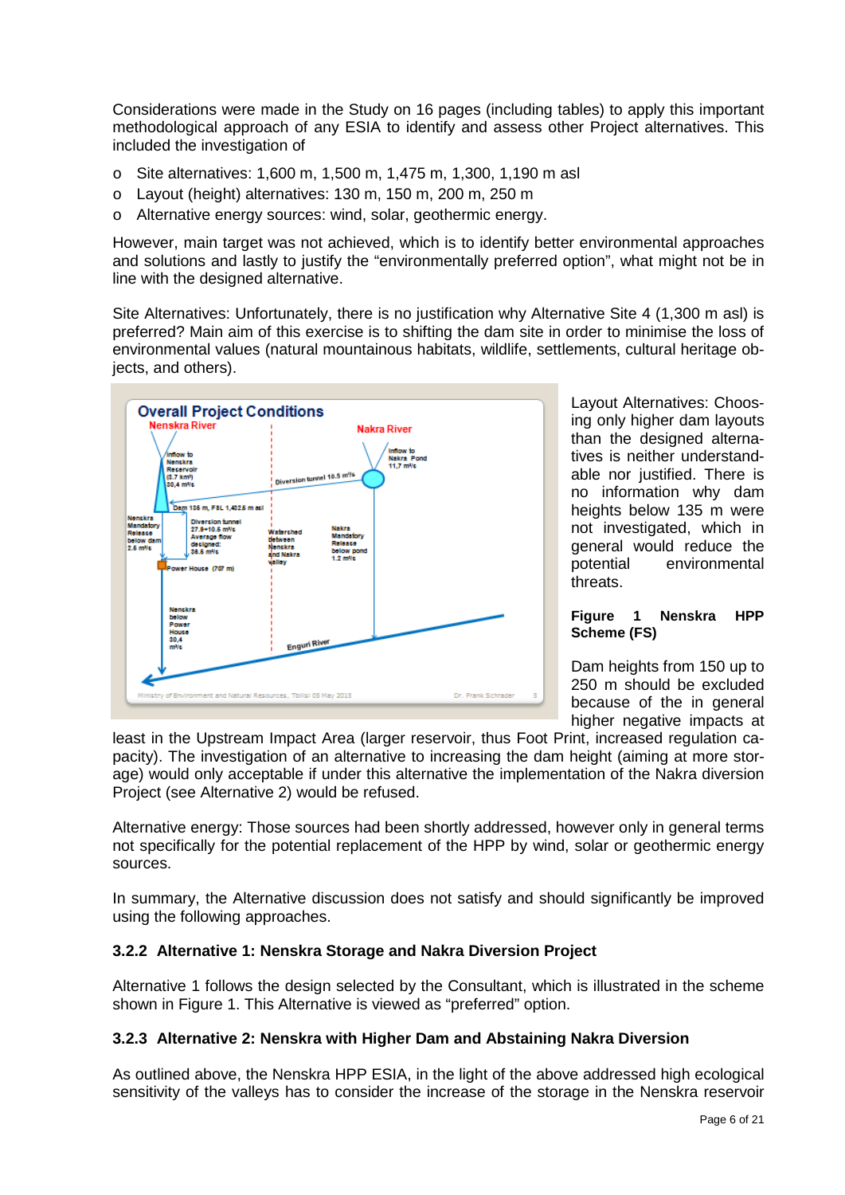Considerations were made in the Study on 16 pages (including tables) to apply this important methodological approach of any ESIA to identify and assess other Project alternatives. This included the investigation of

- Site alternatives: 1,600 m, 1,500 m, 1,475 m, 1,300, 1,190 m asl
- Layout (height) alternatives: 130 m, 150 m, 200 m, 250 m
- Alternative energy sources: wind, solar, geothermic energy.

However, main target was not achieved, which is to identify better environmental approaches and solutions and lastly to justify the "environmentally preferred option", what might not be in line with the designed alternative.

Site Alternatives: Unfortunately, there is no justification why Alternative Site 4 (1,300 m asl) is preferred? Main aim of this exercise is to shifting the dam site in order to minimise the loss of environmental values (natural mountainous habitats, wildlife, settlements, cultural heritage objects, and others).

Layout Alternatives: Choosing only higher dam layouts than the designed alternatives is neither understandable nor justified. There is no information why dam heights below 135 m were not investigated, which in general would reduce the potential environmental threats.

**Figure 1 Nenskra HPP Scheme (FS)**

Dam heights from 150 up to 250 m should be excluded because of the in general higher negative impacts at least in the Upstream Impact Area (larger reservoir, thus Foot Print, increased regulation capacity). The investigation of an alternative to increasing the dam height (aiming at more storage) would only acceptable if under this alternative the implementation of the Nakra diversion Project (see Alternative 2) would be refused.

Alternative energy: Those sources had been shortly addressed, however only in general terms not specifically for the potential replacement of the HPP by wind, solar or geothermic energy sources.

In summary, the Alternative discussion does not satisfy and should significantly be improved using the following approaches.

### 3.2.2 Alternative 1: Nenskra Storage and Nakra Diversion Project

Alternative 1 follows the design selected by the Consultant, which is illustrated in the scheme shown in Figure 1. This Alternative is viewed as "preferred" option.

### 3.2.3 Alternative 2: Nenskra with Higher Dam and Abstaining Nakra Diversion

As outlined above, the Nenskra HPP ESIA, in the light of the above addressed high ecological sensitivity of the valleys has to consider the increase of the storage in the Nenskra reservoir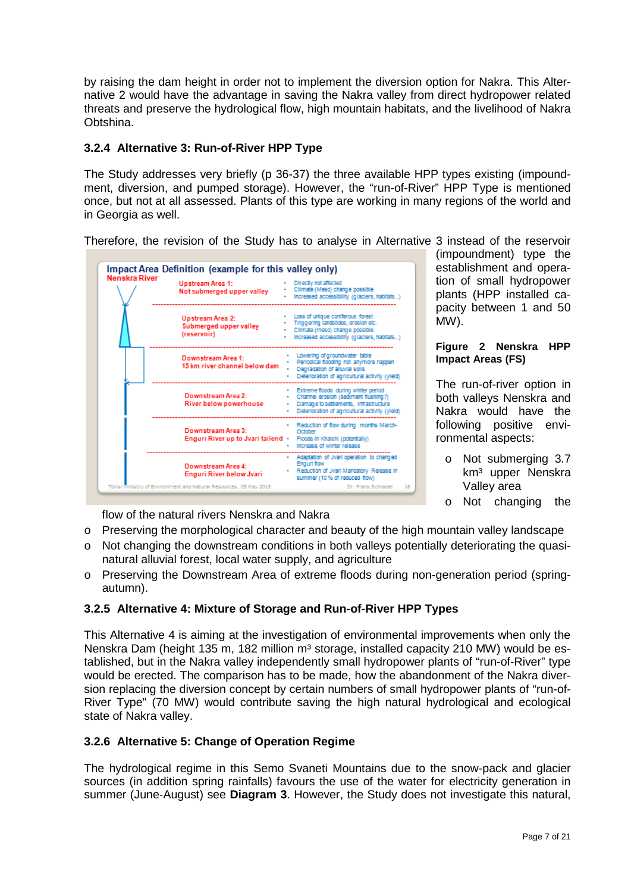by raising the dam height in order not to implement the diversion option for Nakra. This Alternative 2 would have the advantage in saving the Nakra valley from direct hydropower related threats and preserve the hydrological flow, high mountain habitats, and the livelihood of Nakra Obtshina.

### 3.2.4 Alternative 3: Run-of-River HPP Type

The Study addresses very briefly (p 36-37) the three available HPP types existing (impoundment, diversion, and pumped storage). However, the "run-of-River" HPP Type is mentioned once, but not at all assessed. Plants of this type are working in many regions of the world and in Georgia as well.

Therefore, the revision of the Study has to analyse in Alternative 3 instead of the reservoir (impoundment) type the establishment and operation of small hydropower plants (HPP installed capacity between 1 and 50 MW).

**Figure 2 Nenskra HPP Impact Areas (FS)**

The run-of-river option in both valleys Nenskra and Nakra would have the following positive environmental aspects:

- Not submerging 3.7 km³ upper Nenskra Valley area
- Not changing the flow of the natural rivers Nenskra and Nakra
- Preserving the morphological character and beauty of the high mountain valley landscape
- Not changing the downstream conditions in both valleys potentially deteriorating the quasi-natural alluvial forest, local water supply, and agriculture
- Preserving the Downstream Area of extreme floods during non-generation period (spring-autumn).

### 3.2.5 Alternative 4: Mixture of Storage and Run-of-River HPP Types

This Alternative 4 is aiming at the investigation of environmental improvements when only the Nenskra Dam (height 135 m, 182 million m³ storage, installed capacity 210 MW) would be established, but in the Nakra valley independently small hydropower plants of "run-of-River" type would be erected. The comparison has to be made, how the abandonment of the Nakra diversion replacing the diversion concept by certain numbers of small hydropower plants of "run-of-River Type" (70 MW) would contribute saving the high natural hydrological and ecological state of Nakra valley.

### 3.2.6 Alternative 5: Change of Operation Regime

The hydrological regime in this Semo Svaneti Mountains due to the snow-pack and glacier sources (in addition spring rainfalls) favours the use of the water for electricity generation in summer (June-August) see **Diagram 3**. However, the Study does not investigate this natural,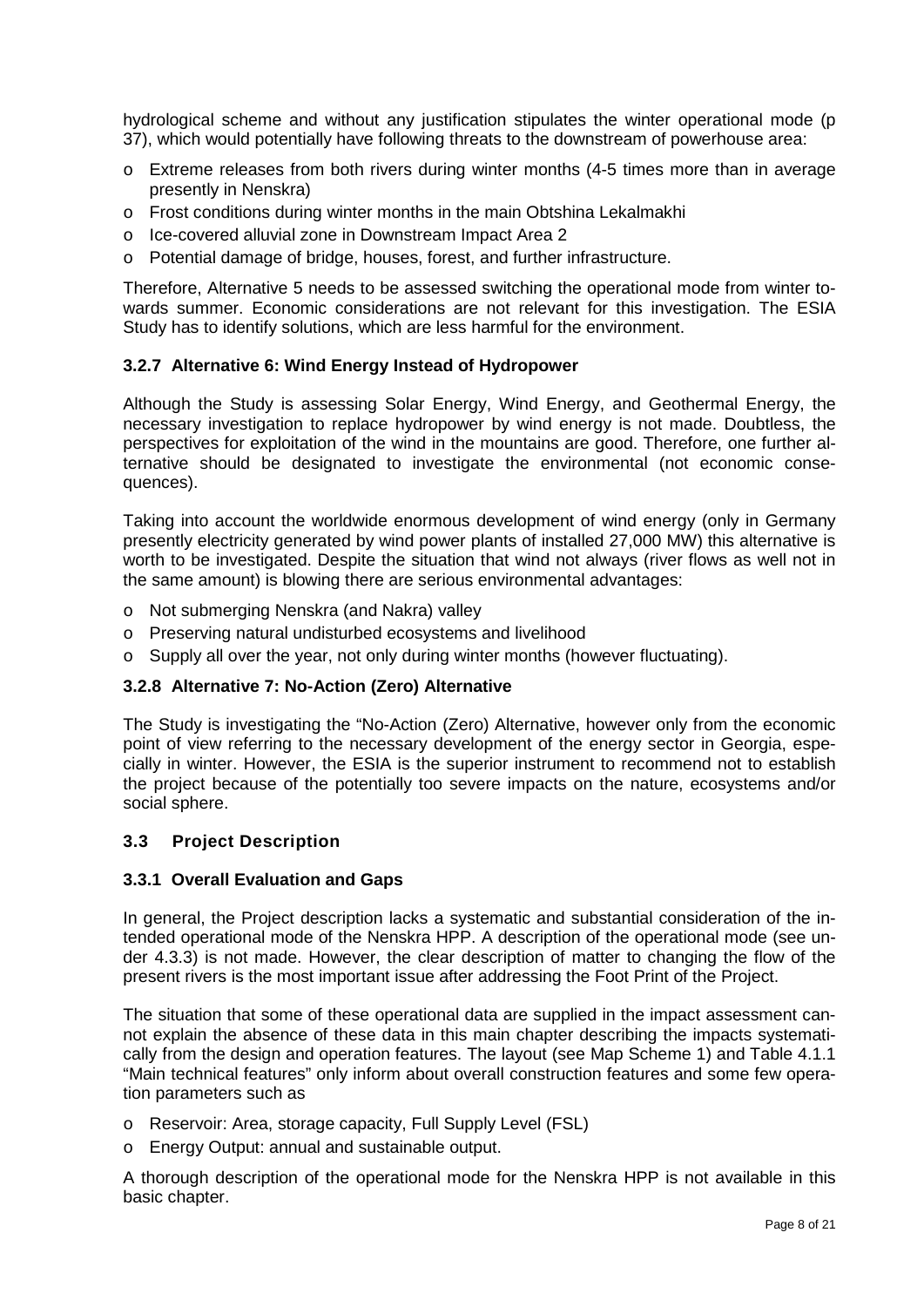hydrological scheme and without any justification stipulates the winter operational mode (p 37), which would potentially have following threats to the downstream of powerhouse area:

- Extreme releases from both rivers during winter months (4-5 times more than in average presently in Nenskra)
- Frost conditions during winter months in the main Obtshina Lekalmakhi
- Ice-covered alluvial zone in Downstream Impact Area 2
- Potential damage of bridge, houses, forest, and further infrastructure.

Therefore, Alternative 5 needs to be assessed switching the operational mode from winter towards summer. Economic considerations are not relevant for this investigation. The ESIA Study has to identify solutions, which are less harmful for the environment.

#### 3.2.7 Alternative 6: Wind Energy Instead of Hydropower

Although the Study is assessing Solar Energy, Wind Energy, and Geothermal Energy, the necessary investigation to replace hydropower by wind energy is not made. Doubtless, the perspectives for exploitation of the wind in the mountains are good. Therefore, one further alternative should be designated to investigate the environmental (not economic consequences).

Taking into account the worldwide enormous development of wind energy (only in Germany presently electricity generated by wind power plants of installed 27,000 MW) this alternative is worth to be investigated. Despite the situation that wind not always (river flows as well not in the same amount) is blowing there are serious environmental advantages:

- Not submerging Nenskra (and Nakra) valley
- Preserving natural undisturbed ecosystems and livelihood
- Supply all over the year, not only during winter months (however fluctuating).

#### 3.2.8 Alternative 7: No-Action (Zero) Alternative

The Study is investigating the "No-Action (Zero) Alternative, however only from the economic point of view referring to the necessary development of the energy sector in Georgia, especially in winter. However, the ESIA is the superior instrument to recommend not to establish the project because of the potentially too severe impacts on the nature, ecosystems and/or social sphere.

### 3.3 Project Description

#### 3.3.1 Overall Evaluation and Gaps

In general, the Project description lacks a systematic and substantial consideration of the intended operational mode of the Nenskra HPP. A description of the operational mode (see under 4.3.3) is not made. However, the clear description of matter to changing the flow of the present rivers is the most important issue after addressing the Foot Print of the Project.

The situation that some of these operational data are supplied in the impact assessment cannot explain the absence of these data in this main chapter describing the impacts systematically from the design and operation features. The layout (see Map Scheme 1) and Table 4.1.1 "Main technical features" only inform about overall construction features and some few operation parameters such as

- Reservoir: Area, storage capacity, Full Supply Level (FSL)
- Energy Output: annual and sustainable output.

A thorough description of the operational mode for the Nenskra HPP is not available in this basic chapter.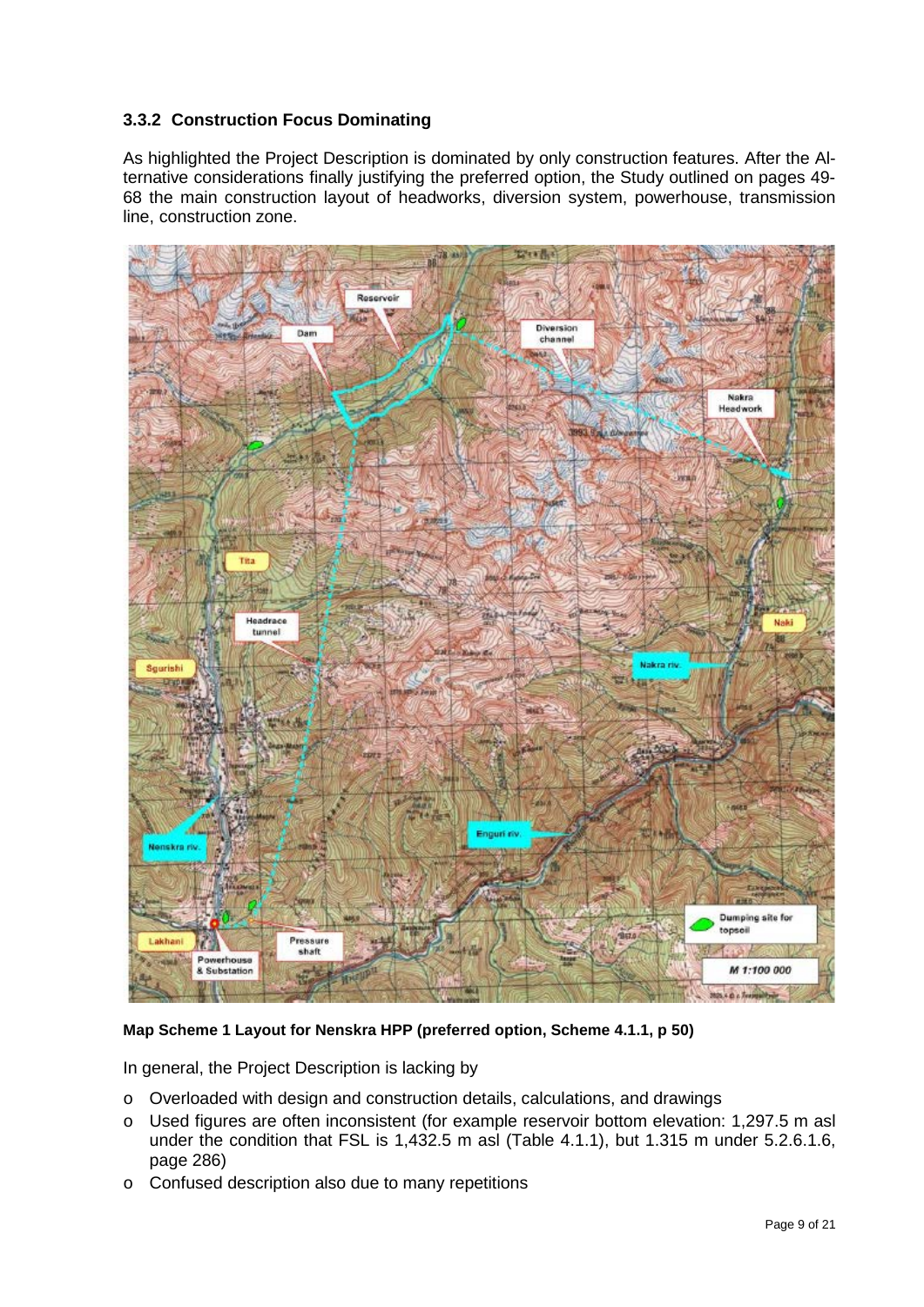### 3.3.2 Construction Focus Dominating

As highlighted the Project Description is dominated by only construction features. After the Alternative considerations finally justifying the preferred option, the Study outlined on pages 49-68 the main construction layout of headworks, diversion system, powerhouse, transmission line, construction zone.

**Map Scheme 1 Layout for Nenskra HPP (preferred option, Scheme 4.1.1, p 50)**

In general, the Project Description is lacking by

- Overloaded with design and construction details, calculations, and drawings
- Used figures are often inconsistent (for example reservoir bottom elevation: 1,297.5 m asl under the condition that FSL is 1,432.5 m asl (Table 4.1.1), but 1.315 m under 5.2.6.1.6, page 286)
- Confused description also due to many repetitions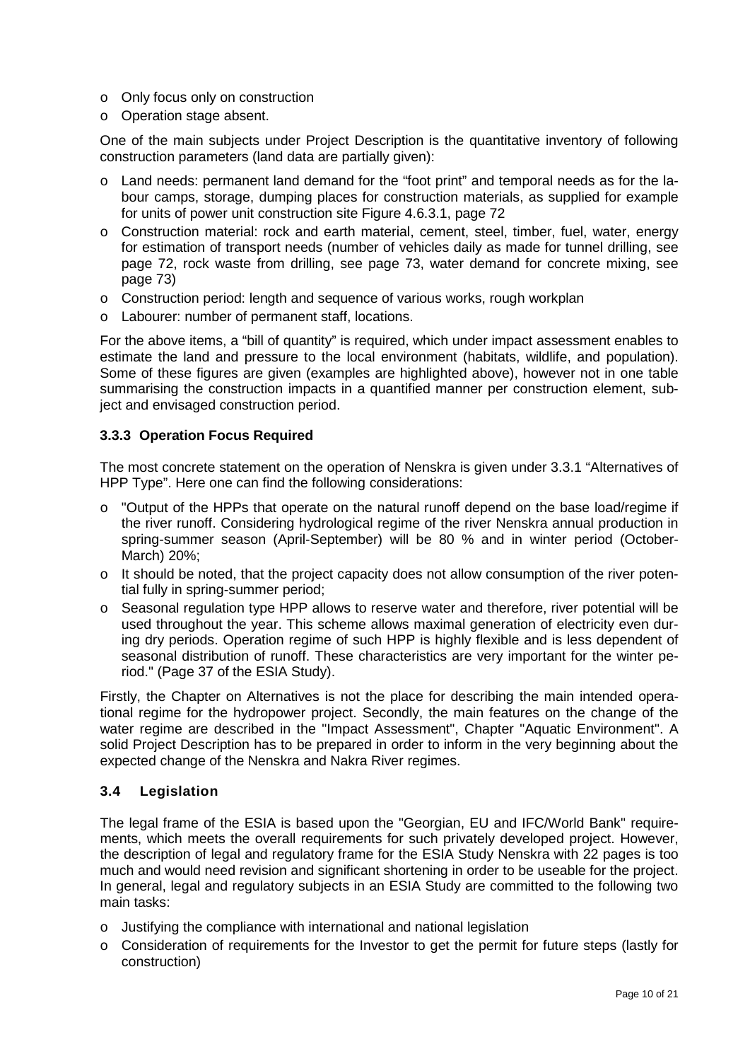- Only focus only on construction
- Operation stage absent.

One of the main subjects under Project Description is the quantitative inventory of following construction parameters (land data are partially given):

- Land needs: permanent land demand for the "foot print" and temporal needs as for the labour camps, storage, dumping places for construction materials, as supplied for example for units of power unit construction site Figure 4.6.3.1, page 72
- Construction material: rock and earth material, cement, steel, timber, fuel, water, energy for estimation of transport needs (number of vehicles daily as made for tunnel drilling, see page 72, rock waste from drilling, see page 73, water demand for concrete mixing, see page 73)
- Construction period: length and sequence of various works, rough workplan
- Labourer: number of permanent staff, locations.

For the above items, a "bill of quantity" is required, which under impact assessment enables to estimate the land and pressure to the local environment (habitats, wildlife, and population). Some of these figures are given (examples are highlighted above), however not in one table summarising the construction impacts in a quantified manner per construction element, subject and envisaged construction period.

### 3.3.3 Operation Focus Required

The most concrete statement on the operation of Nenskra is given under 3.3.1 "Alternatives of HPP Type". Here one can find the following considerations:

- "Output of the HPPs that operate on the natural runoff depend on the base load/regime if the river runoff. Considering hydrological regime of the river Nenskra annual production in spring-summer season (April-September) will be 80 % and in winter period (October-March) 20%;
- It should be noted, that the project capacity does not allow consumption of the river potential fully in spring-summer period;
- Seasonal regulation type HPP allows to reserve water and therefore, river potential will be used throughout the year. This scheme allows maximal generation of electricity even during dry periods. Operation regime of such HPP is highly flexible and is less dependent of seasonal distribution of runoff. These characteristics are very important for the winter period." (Page 37 of the ESIA Study).

Firstly, the Chapter on Alternatives is not the place for describing the main intended operational regime for the hydropower project. Secondly, the main features on the change of the water regime are described in the "Impact Assessment", Chapter "Aquatic Environment". A solid Project Description has to be prepared in order to inform in the very beginning about the expected change of the Nenskra and Nakra River regimes.

## 3.4 Legislation

The legal frame of the ESIA is based upon the "Georgian, EU and IFC/World Bank" requirements, which meets the overall requirements for such privately developed project. However, the description of legal and regulatory frame for the ESIA Study Nenskra with 22 pages is too much and would need revision and significant shortening in order to be useable for the project. In general, legal and regulatory subjects in an ESIA Study are committed to the following two main tasks:

- Justifying the compliance with international and national legislation
- Consideration of requirements for the Investor to get the permit for future steps (lastly for construction)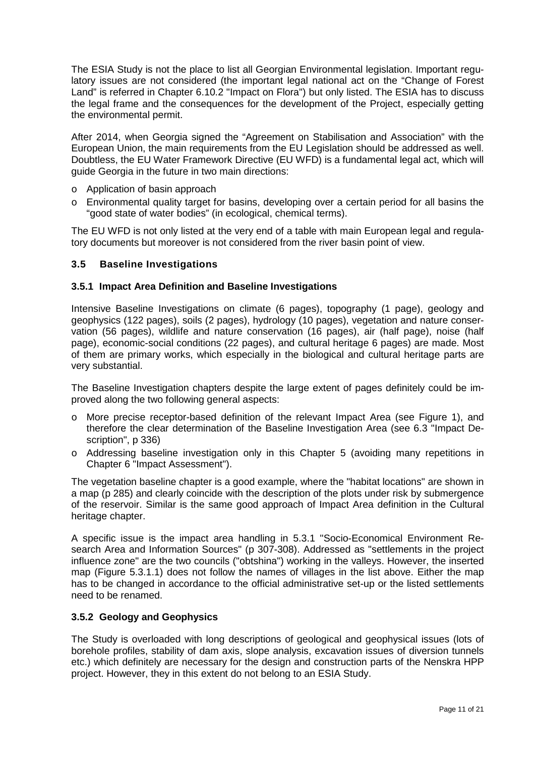The ESIA Study is not the place to list all Georgian Environmental legislation. Important regulatory issues are not considered (the important legal national act on the "Change of Forest Land" is referred in Chapter 6.10.2 "Impact on Flora") but only listed. The ESIA has to discuss the legal frame and the consequences for the development of the Project, especially getting the environmental permit.

After 2014, when Georgia signed the "Agreement on Stabilisation and Association" with the European Union, the main requirements from the EU Legislation should be addressed as well. Doubtless, the EU Water Framework Directive (EU WFD) is a fundamental legal act, which will guide Georgia in the future in two main directions:

- Application of basin approach
- Environmental quality target for basins, developing over a certain period for all basins the "good state of water bodies" (in ecological, chemical terms).

The EU WFD is not only listed at the very end of a table with main European legal and regulatory documents but moreover is not considered from the river basin point of view.

### 3.5 Baseline Investigations

#### 3.5.1 Impact Area Definition and Baseline Investigations

Intensive Baseline Investigations on climate (6 pages), topography (1 page), geology and geophysics (122 pages), soils (2 pages), hydrology (10 pages), vegetation and nature conservation (56 pages), wildlife and nature conservation (16 pages), air (half page), noise (half page), economic-social conditions (22 pages), and cultural heritage 6 pages) are made. Most of them are primary works, which especially in the biological and cultural heritage parts are very substantial.

The Baseline Investigation chapters despite the large extent of pages definitely could be improved along the two following general aspects:

- More precise receptor-based definition of the relevant Impact Area (see Figure 1), and therefore the clear determination of the Baseline Investigation Area (see 6.3 "Impact Description", p 336)
- Addressing baseline investigation only in this Chapter 5 (avoiding many repetitions in Chapter 6 "Impact Assessment").

The vegetation baseline chapter is a good example, where the "habitat locations" are shown in a map (p 285) and clearly coincide with the description of the plots under risk by submergence of the reservoir. Similar is the same good approach of Impact Area definition in the Cultural heritage chapter.

A specific issue is the impact area handling in 5.3.1 "Socio-Economical Environment Research Area and Information Sources" (p 307-308). Addressed as "settlements in the project influence zone" are the two councils ("obtshina") working in the valleys. However, the inserted map (Figure 5.3.1.1) does not follow the names of villages in the list above. Either the map has to be changed in accordance to the official administrative set-up or the listed settlements need to be renamed.

#### 3.5.2 Geology and Geophysics

The Study is overloaded with long descriptions of geological and geophysical issues (lots of borehole profiles, stability of dam axis, slope analysis, excavation issues of diversion tunnels etc.) which definitely are necessary for the design and construction parts of the Nenskra HPP project. However, they in this extent do not belong to an ESIA Study.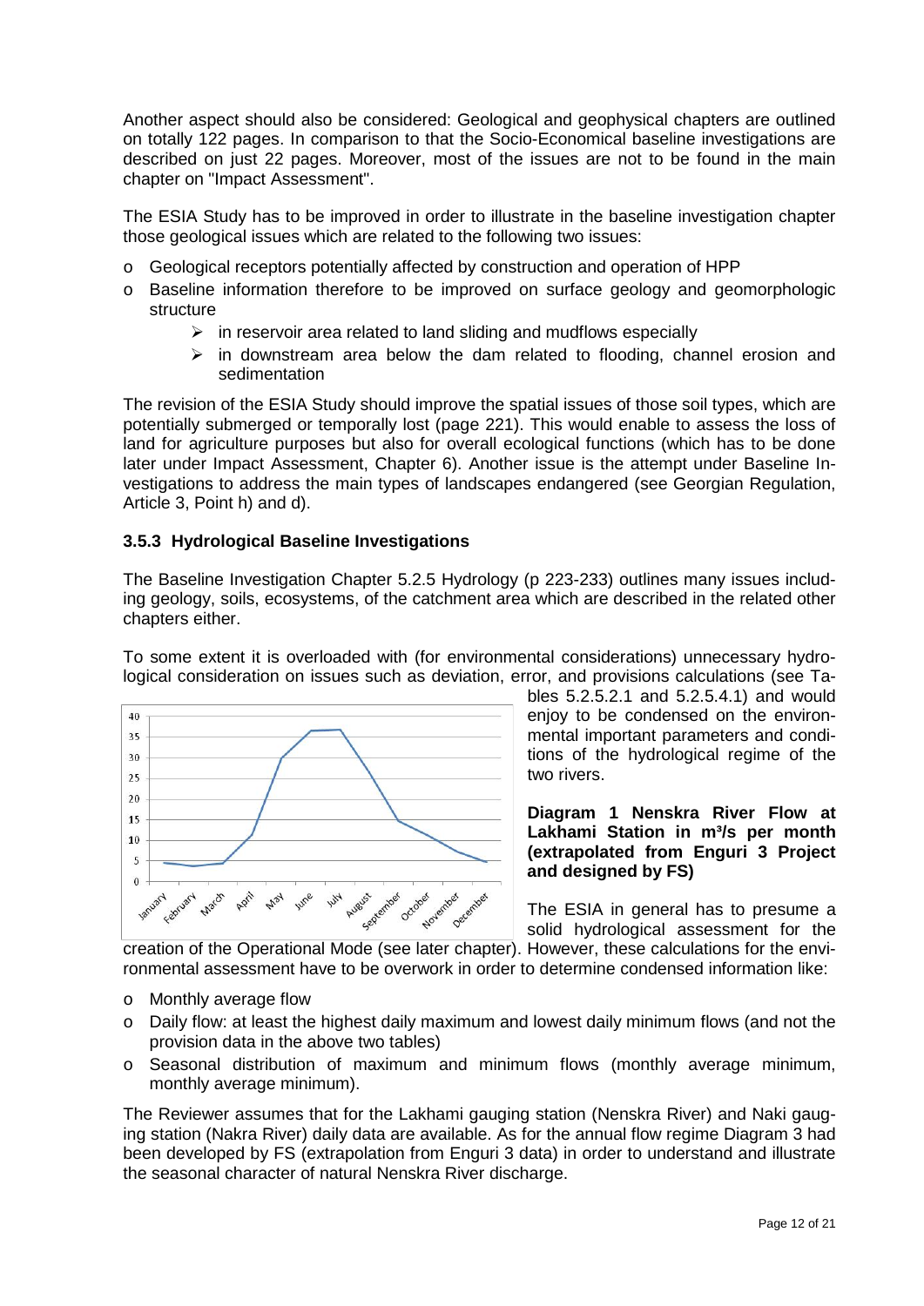Another aspect should also be considered: Geological and geophysical chapters are outlined on totally 122 pages. In comparison to that the Socio-Economical baseline investigations are described on just 22 pages. Moreover, most of the issues are not to be found in the main chapter on "Impact Assessment".

The ESIA Study has to be improved in order to illustrate in the baseline investigation chapter those geological issues which are related to the following two issues:

- Geological receptors potentially affected by construction and operation of HPP
- Baseline information therefore to be improved on surface geology and geomorphologic structure
  - in reservoir area related to land sliding and mudflows especially
  - in downstream area below the dam related to flooding, channel erosion and sedimentation

The revision of the ESIA Study should improve the spatial issues of those soil types, which are potentially submerged or temporally lost (page 221). This would enable to assess the loss of land for agriculture purposes but also for overall ecological functions (which has to be done later under Impact Assessment, Chapter 6). Another issue is the attempt under Baseline Investigations to address the main types of landscapes endangered (see Georgian Regulation, Article 3, Point h) and d).

### 3.5.3 Hydrological Baseline Investigations

The Baseline Investigation Chapter 5.2.5 Hydrology (p 223-233) outlines many issues including geology, soils, ecosystems, of the catchment area which are described in the related other chapters either.

To some extent it is overloaded with (for environmental considerations) unnecessary hydrological consideration on issues such as deviation, error, and provisions calculations (see Tables 5.2.5.2.1 and 5.2.5.4.1) and would enjoy to be condensed on the environmental important parameters and conditions of the hydrological regime of the two rivers.

**Diagram 1 Nenskra River Flow at Lakhami Station in m³/s per month (extrapolated from Enguri 3 Project and designed by FS)**

The ESIA in general has to presume a solid hydrological assessment for the creation of the Operational Mode (see later chapter). However, these calculations for the environmental assessment have to be overwork in order to determine condensed information like:

- Monthly average flow
- Daily flow: at least the highest daily maximum and lowest daily minimum flows (and not the provision data in the above two tables)
- Seasonal distribution of maximum and minimum flows (monthly average minimum, monthly average minimum).

The Reviewer assumes that for the Lakhami gauging station (Nenskra River) and Naki gauging station (Nakra River) daily data are available. As for the annual flow regime Diagram 3 had been developed by FS (extrapolation from Enguri 3 data) in order to understand and illustrate the seasonal character of natural Nenskra River discharge.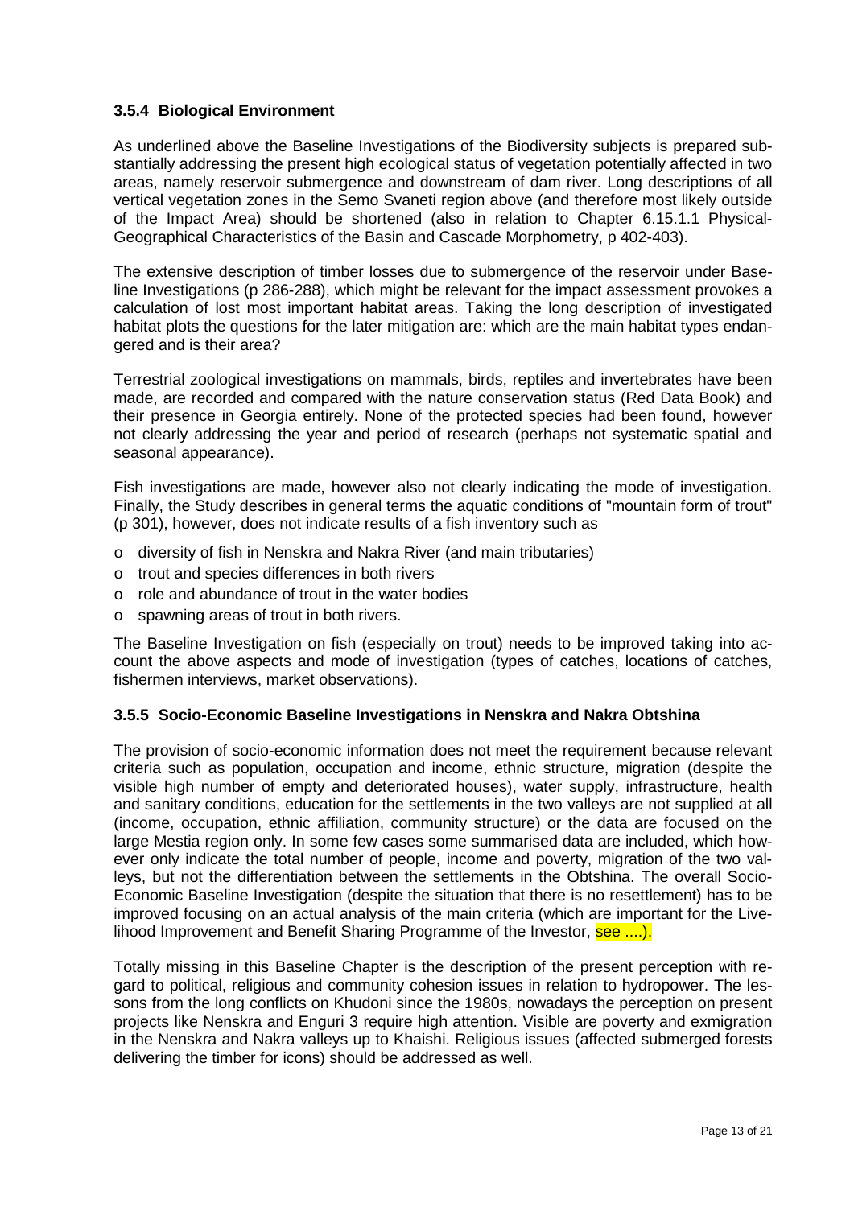### 3.5.4 Biological Environment

As underlined above the Baseline Investigations of the Biodiversity subjects is prepared substantially addressing the present high ecological status of vegetation potentially affected in two areas, namely reservoir submergence and downstream of dam river. Long descriptions of all vertical vegetation zones in the Semo Svaneti region above (and therefore most likely outside of the Impact Area) should be shortened (also in relation to Chapter 6.15.1.1 Physical-Geographical Characteristics of the Basin and Cascade Morphometry, p 402-403).

The extensive description of timber losses due to submergence of the reservoir under Baseline Investigations (p 286-288), which might be relevant for the impact assessment provokes a calculation of lost most important habitat areas. Taking the long description of investigated habitat plots the questions for the later mitigation are: which are the main habitat types endangered and is their area?

Terrestrial zoological investigations on mammals, birds, reptiles and invertebrates have been made, are recorded and compared with the nature conservation status (Red Data Book) and their presence in Georgia entirely. None of the protected species had been found, however not clearly addressing the year and period of research (perhaps not systematic spatial and seasonal appearance).

Fish investigations are made, however also not clearly indicating the mode of investigation. Finally, the Study describes in general terms the aquatic conditions of "mountain form of trout" (p 301), however, does not indicate results of a fish inventory such as

- diversity of fish in Nenskra and Nakra River (and main tributaries)
- trout and species differences in both rivers
- role and abundance of trout in the water bodies
- spawning areas of trout in both rivers.

The Baseline Investigation on fish (especially on trout) needs to be improved taking into account the above aspects and mode of investigation (types of catches, locations of catches, fishermen interviews, market observations).

### 3.5.5 Socio-Economic Baseline Investigations in Nenskra and Nakra Obtshina

The provision of socio-economic information does not meet the requirement because relevant criteria such as population, occupation and income, ethnic structure, migration (despite the visible high number of empty and deteriorated houses), water supply, infrastructure, health and sanitary conditions, education for the settlements in the two valleys are not supplied at all (income, occupation, ethnic affiliation, community structure) or the data are focused on the large Mestia region only. In some few cases some summarised data are included, which however only indicate the total number of people, income and poverty, migration of the two valleys, but not the differentiation between the settlements in the Obtshina. The overall Socio-Economic Baseline Investigation (despite the situation that there is no resettlement) has to be improved focusing on an actual analysis of the main criteria (which are important for the Livelihood Improvement and Benefit Sharing Programme of the Investor, see ....).

Totally missing in this Baseline Chapter is the description of the present perception with regard to political, religious and community cohesion issues in relation to hydropower. The lessons from the long conflicts on Khudoni since the 1980s, nowadays the perception on present projects like Nenskra and Enguri 3 require high attention. Visible are poverty and exmigration in the Nenskra and Nakra valleys up to Khaishi. Religious issues (affected submerged forests delivering the timber for icons) should be addressed as well.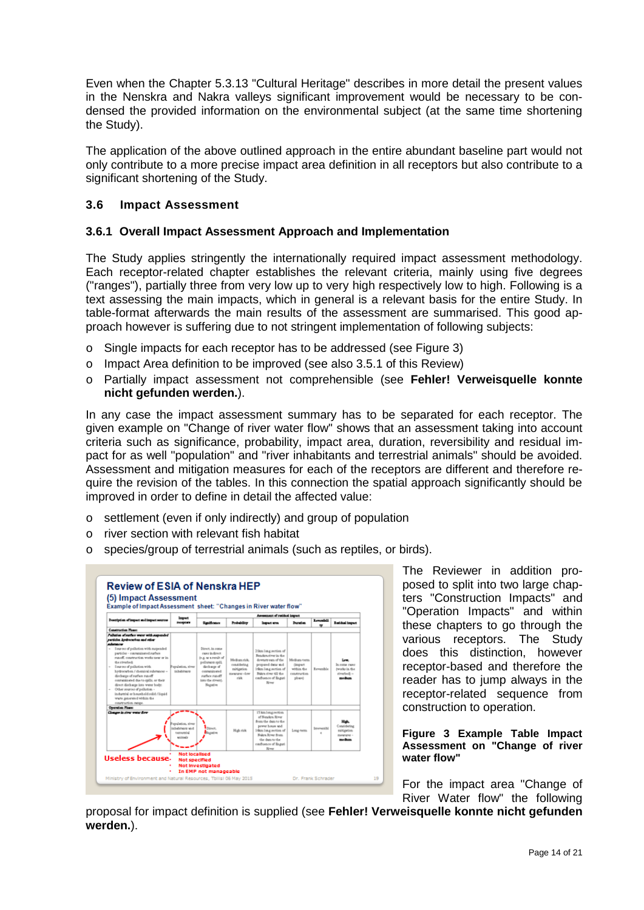Even when the Chapter 5.3.13 "Cultural Heritage" describes in more detail the present values in the Nenskra and Nakra valleys significant improvement would be necessary to be condensed the provided information on the environmental subject (at the same time shortening the Study).

The application of the above outlined approach in the entire abundant baseline part would not only contribute to a more precise impact area definition in all receptors but also contribute to a significant shortening of the Study.

### 3.6 Impact Assessment

#### 3.6.1 Overall Impact Assessment Approach and Implementation

The Study applies stringently the internationally required impact assessment methodology. Each receptor-related chapter establishes the relevant criteria, mainly using five degrees ("ranges"), partially three from very low up to very high respectively low to high. Following is a text assessing the main impacts, which in general is a relevant basis for the entire Study. In table-format afterwards the main results of the assessment are summarised. This good approach however is suffering due to not stringent implementation of following subjects:

- Single impacts for each receptor has to be addressed (see Figure 3)
- Impact Area definition to be improved (see also 3.5.1 of this Review)
- Partially impact assessment not comprehensible (see **Fehler! Verweisquelle konnte nicht gefunden werden.**).

In any case the impact assessment summary has to be separated for each receptor. The given example on "Change of river water flow" shows that an assessment taking into account criteria such as significance, probability, impact area, duration, reversibility and residual impact for as well "population" and "river inhabitants and terrestrial animals" should be avoided. Assessment and mitigation measures for each of the receptors are different and therefore require the revision of the tables. In this connection the spatial approach significantly should be improved in order to define in detail the affected value:

- settlement (even if only indirectly) and group of population
- river section with relevant fish habitat
- species/group of terrestrial animals (such as reptiles, or birds).

The Reviewer in addition proposed to split into two large chapters "Construction Impacts" and "Operation Impacts" and within these chapters to go through the various receptors. The Study does this distinction, however receptor-based and therefore the reader has to jump always in the receptor-related sequence from construction to operation.

**Figure 3 Example Table Impact Assessment on "Change of river water flow"**

For the impact area "Change of River Water flow" the following proposal for impact definition is supplied (see **Fehler! Verweisquelle konnte nicht gefunden werden.**).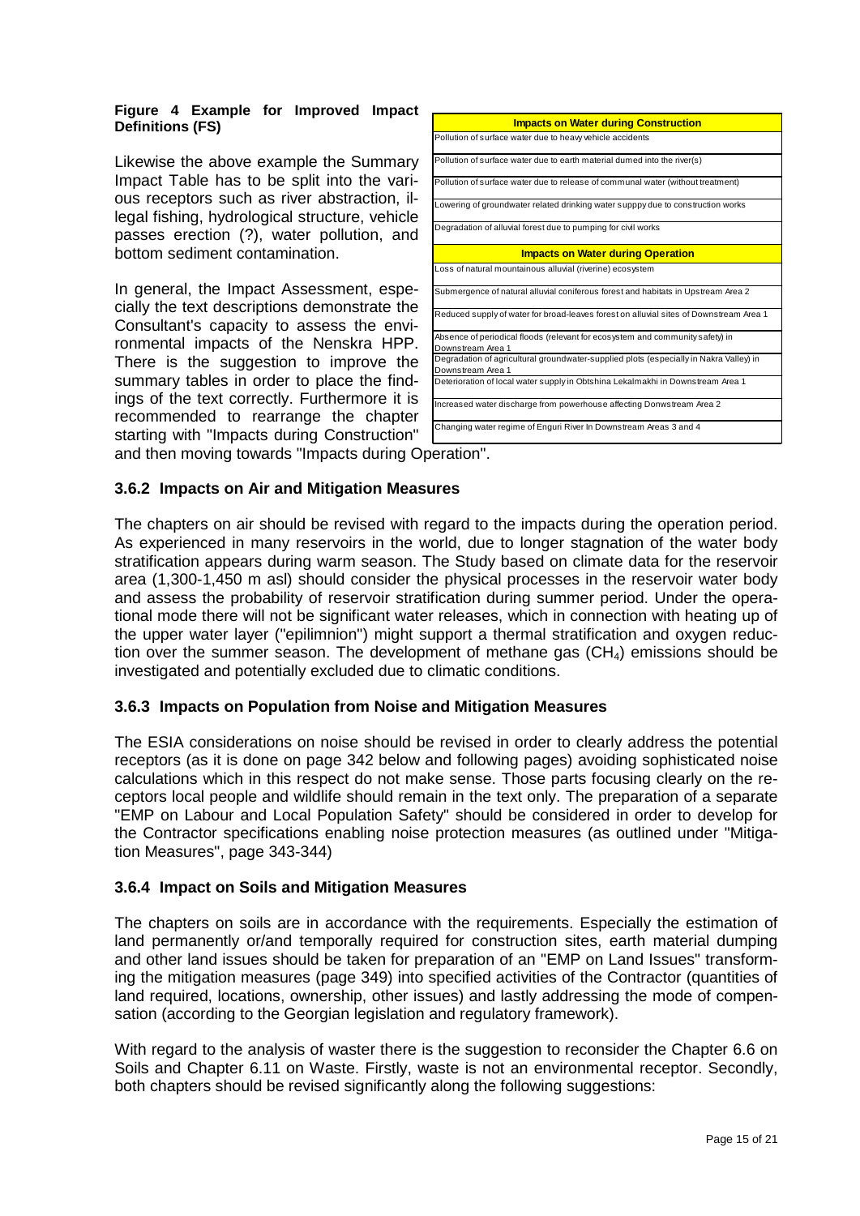**Figure 4 Example for Improved Impact Definitions (FS)**

| Impacts on Water during Construction |
|---|
| Pollution of surface water due to heavy vehicle accidents |
| Pollution of surface water due to earth material dumed into the river(s) |
| Pollution of surface water due to release of communal water (without treatment) |
| Lowering of groundwater related drinking water supppy due to construction works |
| Degradation of alluvial forest due to pumping for civil works |
| **Impacts on Water during Operation** |
| Loss of natural mountainous alluvial (riverine) ecosystem |
| Submergence of natural alluvial coniferous forest and habitats in Upstream Area 2 |
| Reduced supply of water for broad-leaves forest on alluvial sites of Downstream Area 1 |
| Absence of periodical floods (relevant for ecosystem and community safety) in Downstream Area 1 |
| Degradation of agricultural groundwater-supplied plots (especially in Nakra Valley) in Downstream Area 1 |
| Deterioration of local water supply in Obtshina Lekalmakhi in Downstream Area 1 |
| Increased water discharge from powerhouse affecting Donwstream Area 2 |
| Changing water regime of Enguri River In Downstream Areas 3 and 4 |

Likewise the above example the Summary Impact Table has to be split into the various receptors such as river abstraction, illegal fishing, hydrological structure, vehicle passes erection (?), water pollution, and bottom sediment contamination.

In general, the Impact Assessment, especially the text descriptions demonstrate the Consultant's capacity to assess the environmental impacts of the Nenskra HPP. There is the suggestion to improve the summary tables in order to place the findings of the text correctly. Furthermore it is recommended to rearrange the chapter starting with "Impacts during Construction" and then moving towards "Impacts during Operation".

### 3.6.2 Impacts on Air and Mitigation Measures

The chapters on air should be revised with regard to the impacts during the operation period. As experienced in many reservoirs in the world, due to longer stagnation of the water body stratification appears during warm season. The Study based on climate data for the reservoir area (1,300-1,450 m asl) should consider the physical processes in the reservoir water body and assess the probability of reservoir stratification during summer period. Under the operational mode there will not be significant water releases, which in connection with heating up of the upper water layer ("epilimnion") might support a thermal stratification and oxygen reduction over the summer season. The development of methane gas ($CH_4$) emissions should be investigated and potentially excluded due to climatic conditions.

### 3.6.3 Impacts on Population from Noise and Mitigation Measures

The ESIA considerations on noise should be revised in order to clearly address the potential receptors (as it is done on page 342 below and following pages) avoiding sophisticated noise calculations which in this respect do not make sense. Those parts focusing clearly on the receptors local people and wildlife should remain in the text only. The preparation of a separate "EMP on Labour and Local Population Safety" should be considered in order to develop for the Contractor specifications enabling noise protection measures (as outlined under "Mitigation Measures", page 343-344)

### 3.6.4 Impact on Soils and Mitigation Measures

The chapters on soils are in accordance with the requirements. Especially the estimation of land permanently or/and temporally required for construction sites, earth material dumping and other land issues should be taken for preparation of an "EMP on Land Issues" transforming the mitigation measures (page 349) into specified activities of the Contractor (quantities of land required, locations, ownership, other issues) and lastly addressing the mode of compensation (according to the Georgian legislation and regulatory framework).

With regard to the analysis of waster there is the suggestion to reconsider the Chapter 6.6 on Soils and Chapter 6.11 on Waste. Firstly, waste is not an environmental receptor. Secondly, both chapters should be revised significantly along the following suggestions: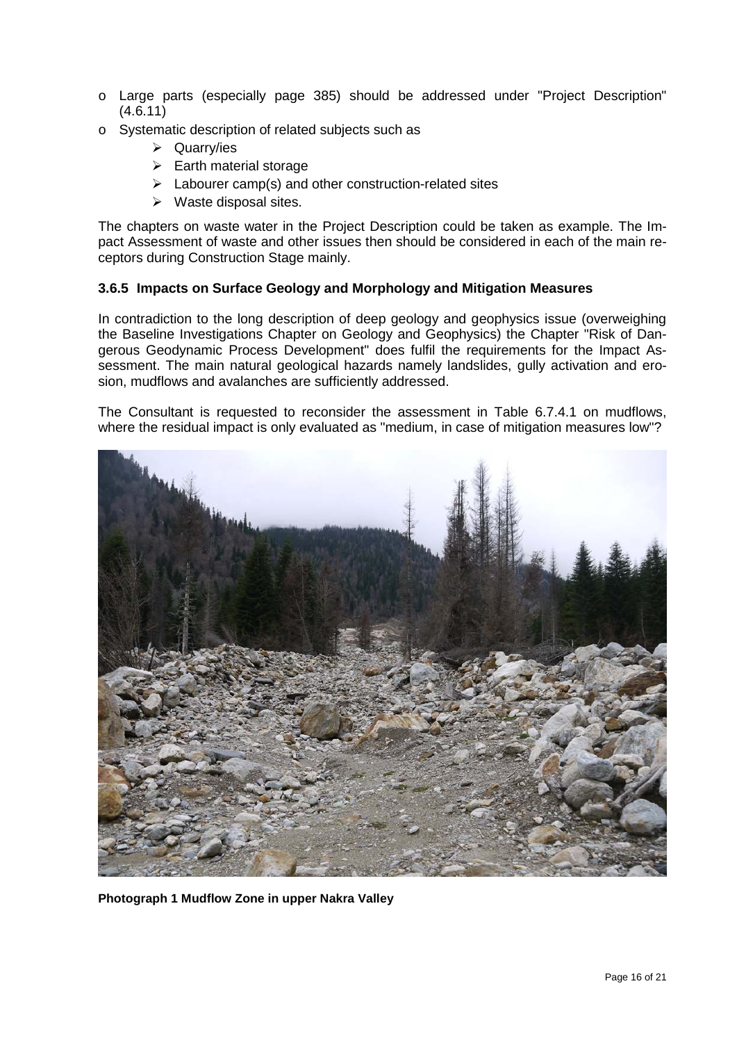- o Large parts (especially page 385) should be addressed under "Project Description" (4.6.11)
- o Systematic description of related subjects such as
  - ➢ Quarry/ies
  - ➢ Earth material storage
  - ➢ Labourer camp(s) and other construction-related sites
  - ➢ Waste disposal sites.

The chapters on waste water in the Project Description could be taken as example. The Impact Assessment of waste and other issues then should be considered in each of the main receptors during Construction Stage mainly.

### 3.6.5 Impacts on Surface Geology and Morphology and Mitigation Measures

In contradiction to the long description of deep geology and geophysics issue (overweighing the Baseline Investigations Chapter on Geology and Geophysics) the Chapter "Risk of Dangerous Geodynamic Process Development" does fulfil the requirements for the Impact Assessment. The main natural geological hazards namely landslides, gully activation and erosion, mudflows and avalanches are sufficiently addressed.

The Consultant is requested to reconsider the assessment in Table 6.7.4.1 on mudflows, where the residual impact is only evaluated as "medium, in case of mitigation measures low"?

**Photograph 1 Mudflow Zone in upper Nakra Valley**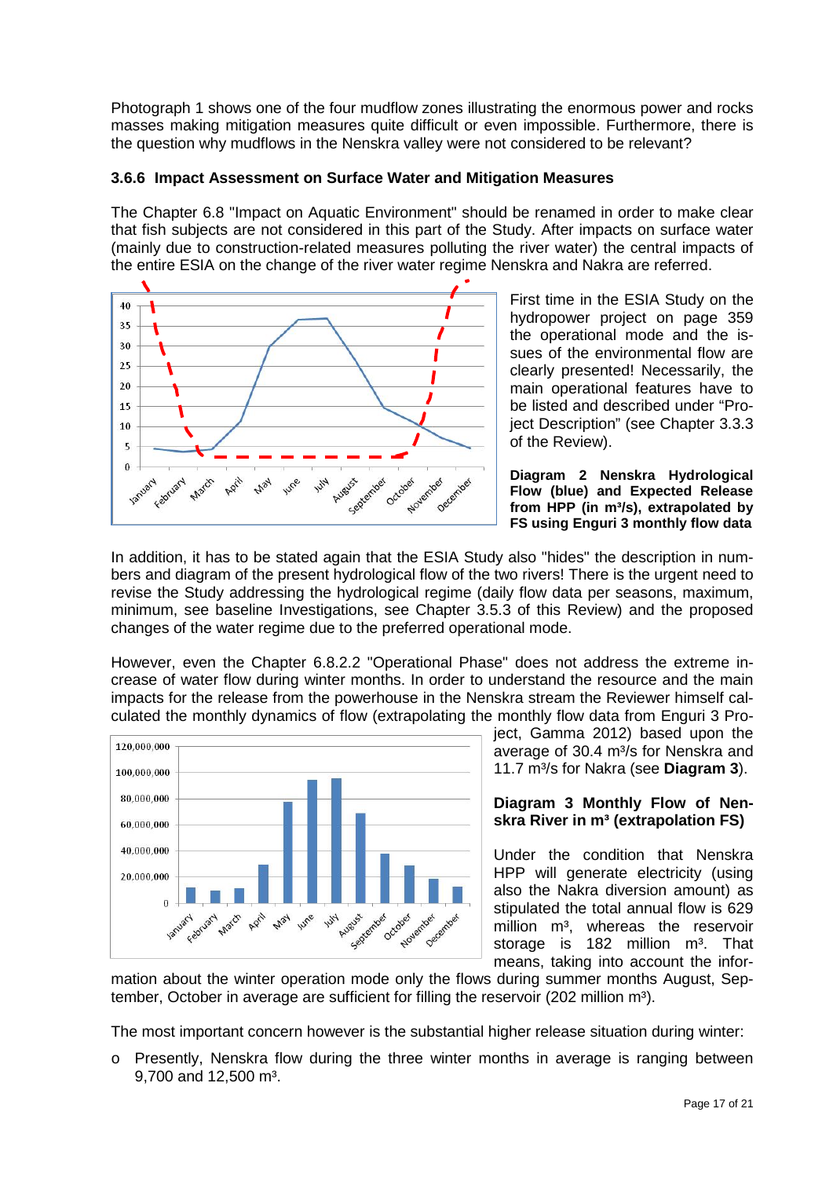Photograph 1 shows one of the four mudflow zones illustrating the enormous power and rocks masses making mitigation measures quite difficult or even impossible. Furthermore, there is the question why mudflows in the Nenskra valley were not considered to be relevant?

### 3.6.6 Impact Assessment on Surface Water and Mitigation Measures

The Chapter 6.8 "Impact on Aquatic Environment" should be renamed in order to make clear that fish subjects are not considered in this part of the Study. After impacts on surface water (mainly due to construction-related measures polluting the river water) the central impacts of the entire ESIA on the change of the river water regime Nenskra and Nakra are referred.

First time in the ESIA Study on the hydropower project on page 359 the operational mode and the issues of the environmental flow are clearly presented! Necessarily, the main operational features have to be listed and described under "Project Description" (see Chapter 3.3.3 of the Review).

**Diagram 2 Nenskra Hydrological Flow (blue) and Expected Release from HPP (in m³/s), extrapolated by FS using Enguri 3 monthly flow data**

In addition, it has to be stated again that the ESIA Study also "hides" the description in numbers and diagram of the present hydrological flow of the two rivers! There is the urgent need to revise the Study addressing the hydrological regime (daily flow data per seasons, maximum, minimum, see baseline Investigations, see Chapter 3.5.3 of this Review) and the proposed changes of the water regime due to the preferred operational mode.

However, even the Chapter 6.8.2.2 "Operational Phase" does not address the extreme increase of water flow during winter months. In order to understand the resource and the main impacts for the release from the powerhouse in the Nenskra stream the Reviewer himself calculated the monthly dynamics of flow (extrapolating the monthly flow data from Enguri 3 Project, Gamma 2012) based upon the average of 30.4 m³/s for Nenskra and 11.7 m³/s for Nakra (see **Diagram 3**).

**Diagram 3 Monthly Flow of Nenskra River in m³ (extrapolation FS)**

Under the condition that Nenskra HPP will generate electricity (using also the Nakra diversion amount) as stipulated the total annual flow is 629 million m³, whereas the reservoir storage is 182 million m³. That means, taking into account the information about the winter operation mode only the flows during summer months August, September, October in average are sufficient for filling the reservoir (202 million m³).

The most important concern however is the substantial higher release situation during winter:

- Presently, Nenskra flow during the three winter months in average is ranging between 9,700 and 12,500 m³.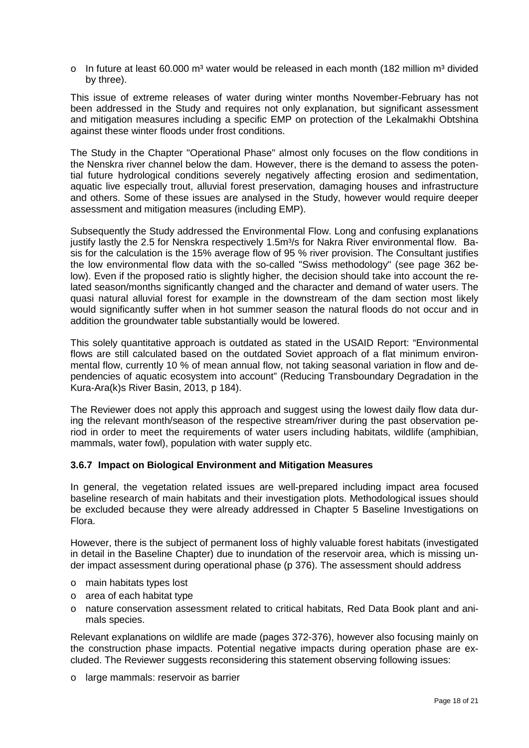- In future at least 60.000 m³ water would be released in each month (182 million m³ divided by three).

This issue of extreme releases of water during winter months November-February has not been addressed in the Study and requires not only explanation, but significant assessment and mitigation measures including a specific EMP on protection of the Lekalmakhi Obtshina against these winter floods under frost conditions.

The Study in the Chapter "Operational Phase" almost only focuses on the flow conditions in the Nenskra river channel below the dam. However, there is the demand to assess the potential future hydrological conditions severely negatively affecting erosion and sedimentation, aquatic live especially trout, alluvial forest preservation, damaging houses and infrastructure and others. Some of these issues are analysed in the Study, however would require deeper assessment and mitigation measures (including EMP).

Subsequently the Study addressed the Environmental Flow. Long and confusing explanations justify lastly the 2.5 for Nenskra respectively 1.5m³/s for Nakra River environmental flow. Basis for the calculation is the 15% average flow of 95 % river provision. The Consultant justifies the low environmental flow data with the so-called "Swiss methodology" (see page 362 below). Even if the proposed ratio is slightly higher, the decision should take into account the related season/months significantly changed and the character and demand of water users. The quasi natural alluvial forest for example in the downstream of the dam section most likely would significantly suffer when in hot summer season the natural floods do not occur and in addition the groundwater table substantially would be lowered.

This solely quantitative approach is outdated as stated in the USAID Report: "Environmental flows are still calculated based on the outdated Soviet approach of a flat minimum environmental flow, currently 10 % of mean annual flow, not taking seasonal variation in flow and dependencies of aquatic ecosystem into account" (Reducing Transboundary Degradation in the Kura-Ara(k)s River Basin, 2013, p 184).

The Reviewer does not apply this approach and suggest using the lowest daily flow data during the relevant month/season of the respective stream/river during the past observation period in order to meet the requirements of water users including habitats, wildlife (amphibian, mammals, water fowl), population with water supply etc.

### 3.6.7 Impact on Biological Environment and Mitigation Measures

In general, the vegetation related issues are well-prepared including impact area focused baseline research of main habitats and their investigation plots. Methodological issues should be excluded because they were already addressed in Chapter 5 Baseline Investigations on Flora.

However, there is the subject of permanent loss of highly valuable forest habitats (investigated in detail in the Baseline Chapter) due to inundation of the reservoir area, which is missing under impact assessment during operational phase (p 376). The assessment should address

- main habitats types lost
- area of each habitat type
- nature conservation assessment related to critical habitats, Red Data Book plant and animals species.

Relevant explanations on wildlife are made (pages 372-376), however also focusing mainly on the construction phase impacts. Potential negative impacts during operation phase are excluded. The Reviewer suggests reconsidering this statement observing following issues:

- large mammals: reservoir as barrier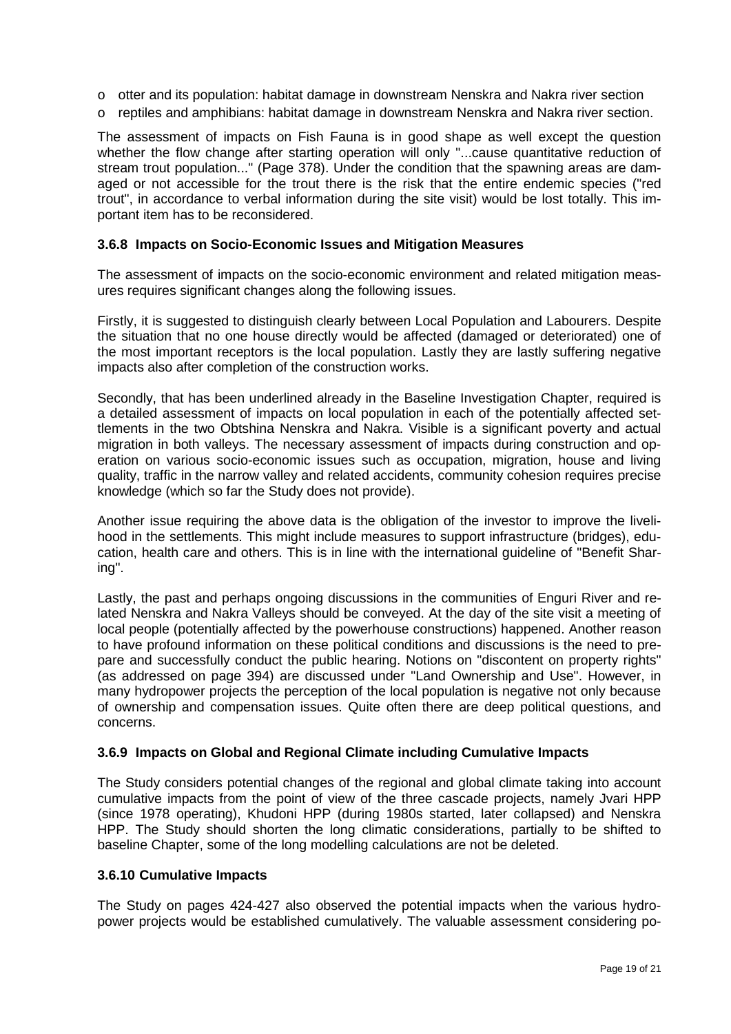- otter and its population: habitat damage in downstream Nenskra and Nakra river section
- reptiles and amphibians: habitat damage in downstream Nenskra and Nakra river section.

The assessment of impacts on Fish Fauna is in good shape as well except the question whether the flow change after starting operation will only "...cause quantitative reduction of stream trout population..." (Page 378). Under the condition that the spawning areas are damaged or not accessible for the trout there is the risk that the entire endemic species ("red trout", in accordance to verbal information during the site visit) would be lost totally. This important item has to be reconsidered.

### 3.6.8 Impacts on Socio-Economic Issues and Mitigation Measures

The assessment of impacts on the socio-economic environment and related mitigation measures requires significant changes along the following issues.

Firstly, it is suggested to distinguish clearly between Local Population and Labourers. Despite the situation that no one house directly would be affected (damaged or deteriorated) one of the most important receptors is the local population. Lastly they are lastly suffering negative impacts also after completion of the construction works.

Secondly, that has been underlined already in the Baseline Investigation Chapter, required is a detailed assessment of impacts on local population in each of the potentially affected settlements in the two Obtshina Nenskra and Nakra. Visible is a significant poverty and actual migration in both valleys. The necessary assessment of impacts during construction and operation on various socio-economic issues such as occupation, migration, house and living quality, traffic in the narrow valley and related accidents, community cohesion requires precise knowledge (which so far the Study does not provide).

Another issue requiring the above data is the obligation of the investor to improve the livelihood in the settlements. This might include measures to support infrastructure (bridges), education, health care and others. This is in line with the international guideline of "Benefit Sharing".

Lastly, the past and perhaps ongoing discussions in the communities of Enguri River and related Nenskra and Nakra Valleys should be conveyed. At the day of the site visit a meeting of local people (potentially affected by the powerhouse constructions) happened. Another reason to have profound information on these political conditions and discussions is the need to prepare and successfully conduct the public hearing. Notions on "discontent on property rights" (as addressed on page 394) are discussed under "Land Ownership and Use". However, in many hydropower projects the perception of the local population is negative not only because of ownership and compensation issues. Quite often there are deep political questions, and concerns.

### 3.6.9 Impacts on Global and Regional Climate including Cumulative Impacts

The Study considers potential changes of the regional and global climate taking into account cumulative impacts from the point of view of the three cascade projects, namely Jvari HPP (since 1978 operating), Khudoni HPP (during 1980s started, later collapsed) and Nenskra HPP. The Study should shorten the long climatic considerations, partially to be shifted to baseline Chapter, some of the long modelling calculations are not be deleted.

### 3.6.10 Cumulative Impacts

The Study on pages 424-427 also observed the potential impacts when the various hydropower projects would be established cumulatively. The valuable assessment considering po-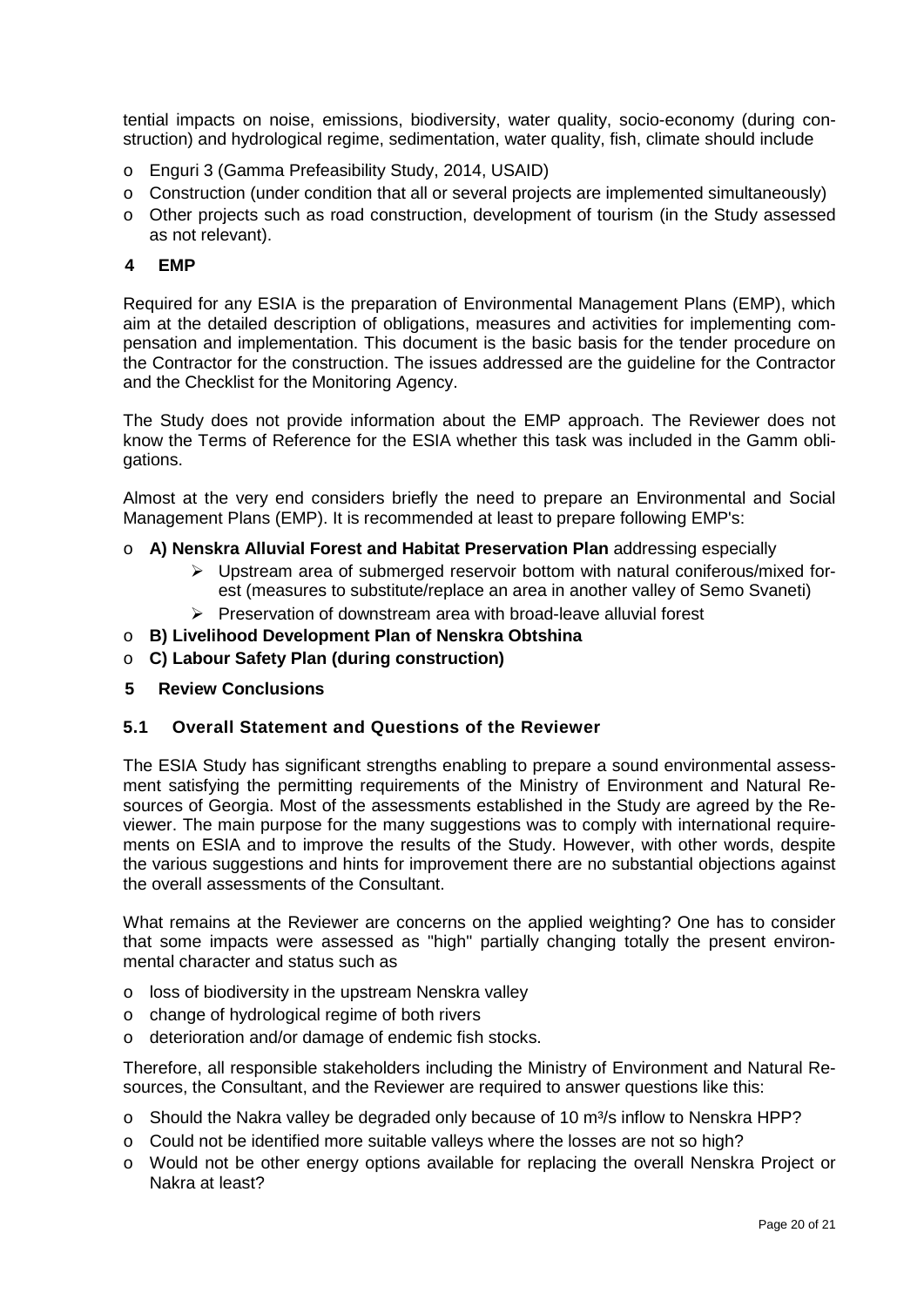tential impacts on noise, emissions, biodiversity, water quality, socio-economy (during construction) and hydrological regime, sedimentation, water quality, fish, climate should include

- Enguri 3 (Gamma Prefeasibility Study, 2014, USAID)
- Construction (under condition that all or several projects are implemented simultaneously)
- Other projects such as road construction, development of tourism (in the Study assessed as not relevant).

## 4 EMP

Required for any ESIA is the preparation of Environmental Management Plans (EMP), which aim at the detailed description of obligations, measures and activities for implementing compensation and implementation. This document is the basic basis for the tender procedure on the Contractor for the construction. The issues addressed are the guideline for the Contractor and the Checklist for the Monitoring Agency.

The Study does not provide information about the EMP approach. The Reviewer does not know the Terms of Reference for the ESIA whether this task was included in the Gamm obligations.

Almost at the very end considers briefly the need to prepare an Environmental and Social Management Plans (EMP). It is recommended at least to prepare following EMP's:

- **A) Nenskra Alluvial Forest and Habitat Preservation Plan** addressing especially
  - Upstream area of submerged reservoir bottom with natural coniferous/mixed forest (measures to substitute/replace an area in another valley of Semo Svaneti)
  - Preservation of downstream area with broad-leave alluvial forest
- **B) Livelihood Development Plan of Nenskra Obtshina**
- **C) Labour Safety Plan (during construction)**

## 5 Review Conclusions

### 5.1 Overall Statement and Questions of the Reviewer

The ESIA Study has significant strengths enabling to prepare a sound environmental assessment satisfying the permitting requirements of the Ministry of Environment and Natural Resources of Georgia. Most of the assessments established in the Study are agreed by the Reviewer. The main purpose for the many suggestions was to comply with international requirements on ESIA and to improve the results of the Study. However, with other words, despite the various suggestions and hints for improvement there are no substantial objections against the overall assessments of the Consultant.

What remains at the Reviewer are concerns on the applied weighting? One has to consider that some impacts were assessed as "high" partially changing totally the present environmental character and status such as

- loss of biodiversity in the upstream Nenskra valley
- change of hydrological regime of both rivers
- deterioration and/or damage of endemic fish stocks.

Therefore, all responsible stakeholders including the Ministry of Environment and Natural Resources, the Consultant, and the Reviewer are required to answer questions like this:

- Should the Nakra valley be degraded only because of 10 $m^3/s$ inflow to Nenskra HPP?
- Could not be identified more suitable valleys where the losses are not so high?
- Would not be other energy options available for replacing the overall Nenskra Project or Nakra at least?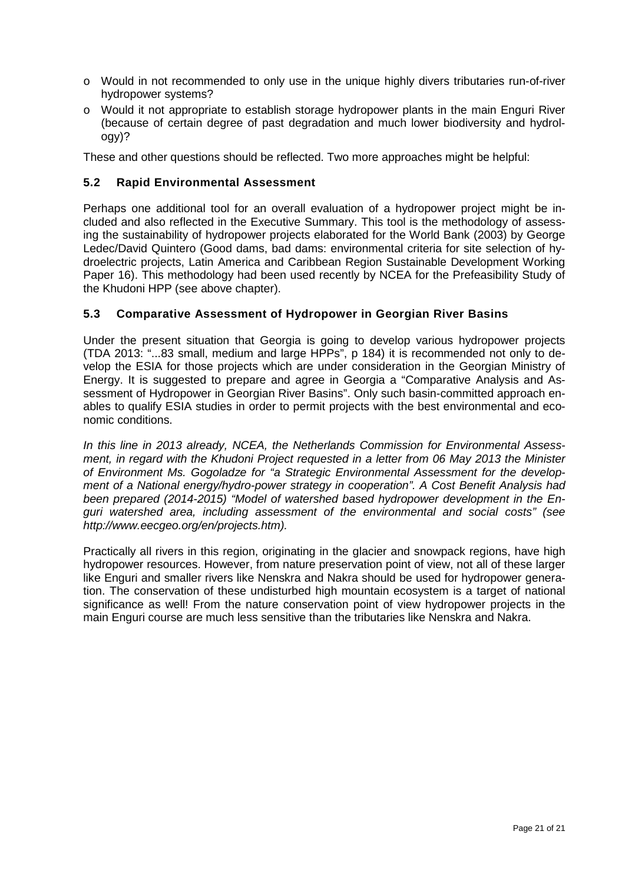- Would in not recommended to only use in the unique highly divers tributaries run-of-river hydropower systems?
- Would it not appropriate to establish storage hydropower plants in the main Enguri River (because of certain degree of past degradation and much lower biodiversity and hydrology)?

These and other questions should be reflected. Two more approaches might be helpful:

### 5.2 Rapid Environmental Assessment

Perhaps one additional tool for an overall evaluation of a hydropower project might be included and also reflected in the Executive Summary. This tool is the methodology of assessing the sustainability of hydropower projects elaborated for the World Bank (2003) by George Ledec/David Quintero (Good dams, bad dams: environmental criteria for site selection of hydroelectric projects, Latin America and Caribbean Region Sustainable Development Working Paper 16). This methodology had been used recently by NCEA for the Prefeasibility Study of the Khudoni HPP (see above chapter).

### 5.3 Comparative Assessment of Hydropower in Georgian River Basins

Under the present situation that Georgia is going to develop various hydropower projects (TDA 2013: "...83 small, medium and large HPPs", p 184) it is recommended not only to develop the ESIA for those projects which are under consideration in the Georgian Ministry of Energy. It is suggested to prepare and agree in Georgia a "Comparative Analysis and Assessment of Hydropower in Georgian River Basins". Only such basin-committed approach enables to qualify ESIA studies in order to permit projects with the best environmental and economic conditions.

*In this line in 2013 already, NCEA, the Netherlands Commission for Environmental Assessment, in regard with the Khudoni Project requested in a letter from 06 May 2013 the Minister of Environment Ms. Gogoladze for "a Strategic Environmental Assessment for the development of a National energy/hydro-power strategy in cooperation". A Cost Benefit Analysis had been prepared (2014-2015) "Model of watershed based hydropower development in the Enguri watershed area, including assessment of the environmental and social costs" (see http://www.eecgeo.org/en/projects.htm).*

Practically all rivers in this region, originating in the glacier and snowpack regions, have high hydropower resources. However, from nature preservation point of view, not all of these larger like Enguri and smaller rivers like Nenskra and Nakra should be used for hydropower generation. The conservation of these undisturbed high mountain ecosystem is a target of national significance as well! From the nature conservation point of view hydropower projects in the main Enguri course are much less sensitive than the tributaries like Nenskra and Nakra.